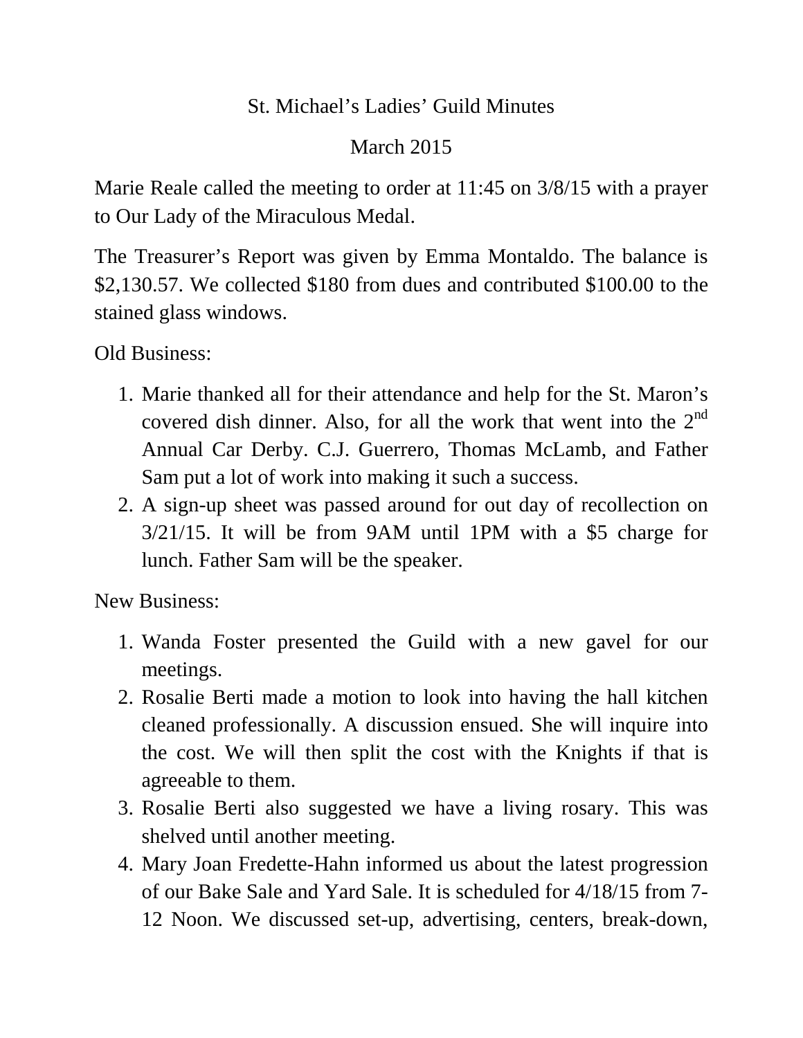St. Michael's Ladies' Guild Minutes

March 2015

Marie Reale called the meeting to order at 11:45 on 3/8/15 with a prayer to Our Lady of the Miraculous Medal.

The Treasurer's Report was given by Emma Montaldo. The balance is $2,130.57. We collected $180 from dues and contributed $100.00 to the stained glass windows.

Old Business:

1. Marie thanked all for their attendance and help for the St. Maron's covered dish dinner. Also, for all the work that went into the 2nd Annual Car Derby. C.J. Guerrero, Thomas McLamb, and Father Sam put a lot of work into making it such a success.
2. A sign-up sheet was passed around for out day of recollection on 3/21/15. It will be from 9AM until 1PM with a $5 charge for lunch. Father Sam will be the speaker.

New Business:

1. Wanda Foster presented the Guild with a new gavel for our meetings.
2. Rosalie Berti made a motion to look into having the hall kitchen cleaned professionally. A discussion ensued. She will inquire into the cost. We will then split the cost with the Knights if that is agreeable to them.
3. Rosalie Berti also suggested we have a living rosary. This was shelved until another meeting.
4. Mary Joan Fredette-Hahn informed us about the latest progression of our Bake Sale and Yard Sale. It is scheduled for 4/18/15 from 7-12 Noon. We discussed set-up, advertising, centers, break-down,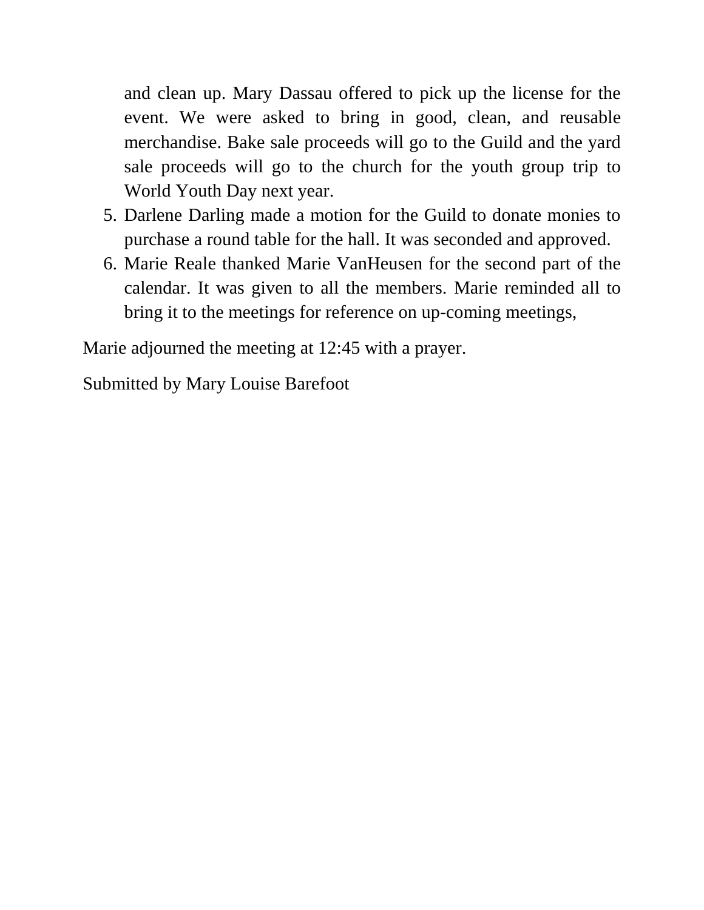and clean up. Mary Dassau offered to pick up the license for the event. We were asked to bring in good, clean, and reusable merchandise. Bake sale proceeds will go to the Guild and the yard sale proceeds will go to the church for the youth group trip to World Youth Day next year.

5. Darlene Darling made a motion for the Guild to donate monies to purchase a round table for the hall. It was seconded and approved.
6. Marie Reale thanked Marie VanHeusen for the second part of the calendar. It was given to all the members. Marie reminded all to bring it to the meetings for reference on up-coming meetings,

Marie adjourned the meeting at 12:45 with a prayer.

Submitted by Mary Louise Barefoot